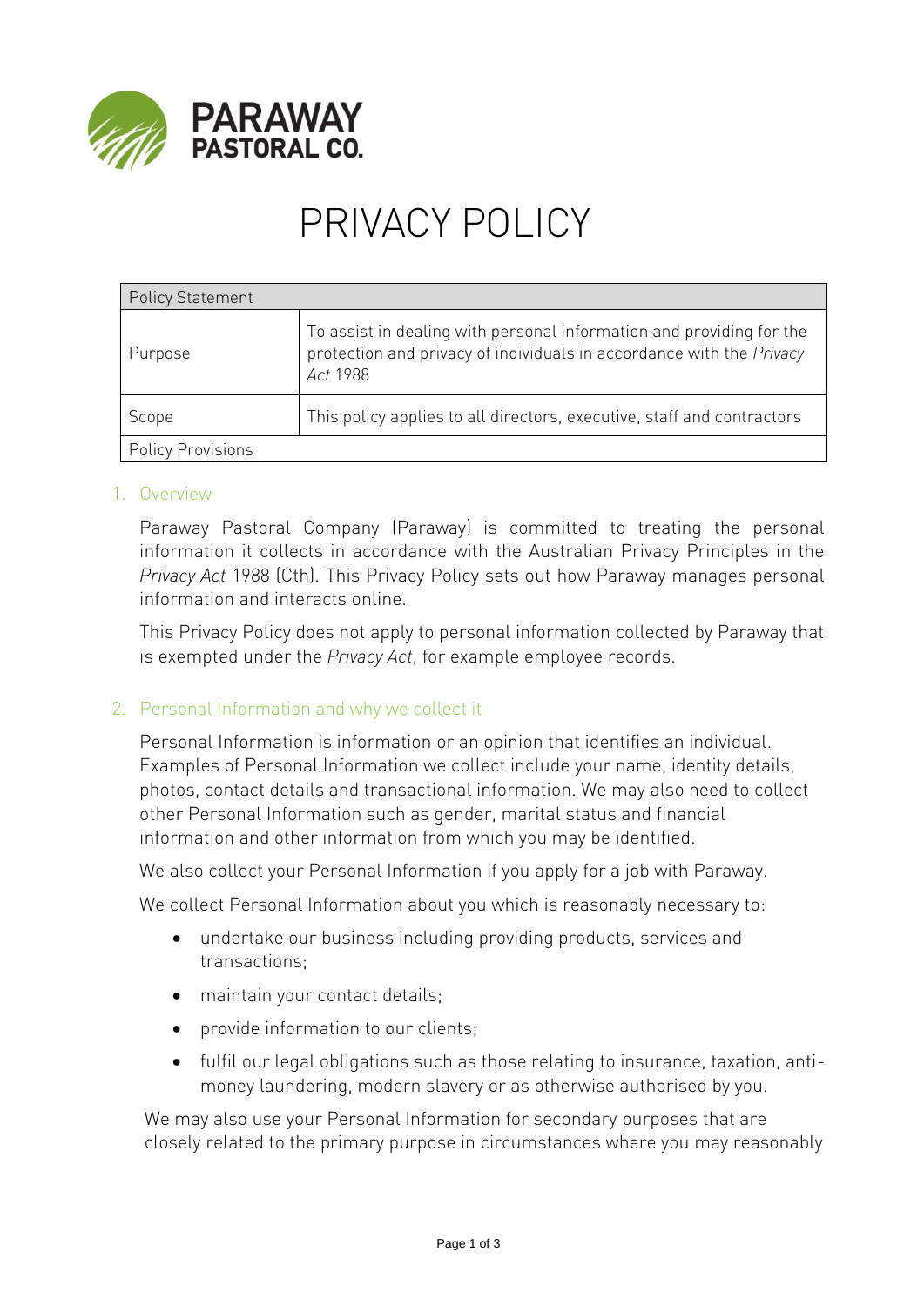PARAWAY
PASTORAL CO.

# PRIVACY POLICY

| Policy Statement | |
|---|---|
| Purpose | To assist in dealing with personal information and providing for the protection and privacy of individuals in accordance with the *Privacy Act* 1988 |
| Scope | This policy applies to all directors, executive, staff and contractors |
| Policy Provisions | |

## 1. Overview

Paraway Pastoral Company (Paraway) is committed to treating the personal information it collects in accordance with the Australian Privacy Principles in the *Privacy Act* 1988 (Cth). This Privacy Policy sets out how Paraway manages personal information and interacts online.

This Privacy Policy does not apply to personal information collected by Paraway that is exempted under the *Privacy Act*, for example employee records.

## 2. Personal Information and why we collect it

Personal Information is information or an opinion that identifies an individual. Examples of Personal Information we collect include your name, identity details, photos, contact details and transactional information. We may also need to collect other Personal Information such as gender, marital status and financial information and other information from which you may be identified.

We also collect your Personal Information if you apply for a job with Paraway.

We collect Personal Information about you which is reasonably necessary to:

- undertake our business including providing products, services and transactions;
- maintain your contact details;
- provide information to our clients;
- fulfil our legal obligations such as those relating to insurance, taxation, anti-money laundering, modern slavery or as otherwise authorised by you.

We may also use your Personal Information for secondary purposes that are closely related to the primary purpose in circumstances where you may reasonably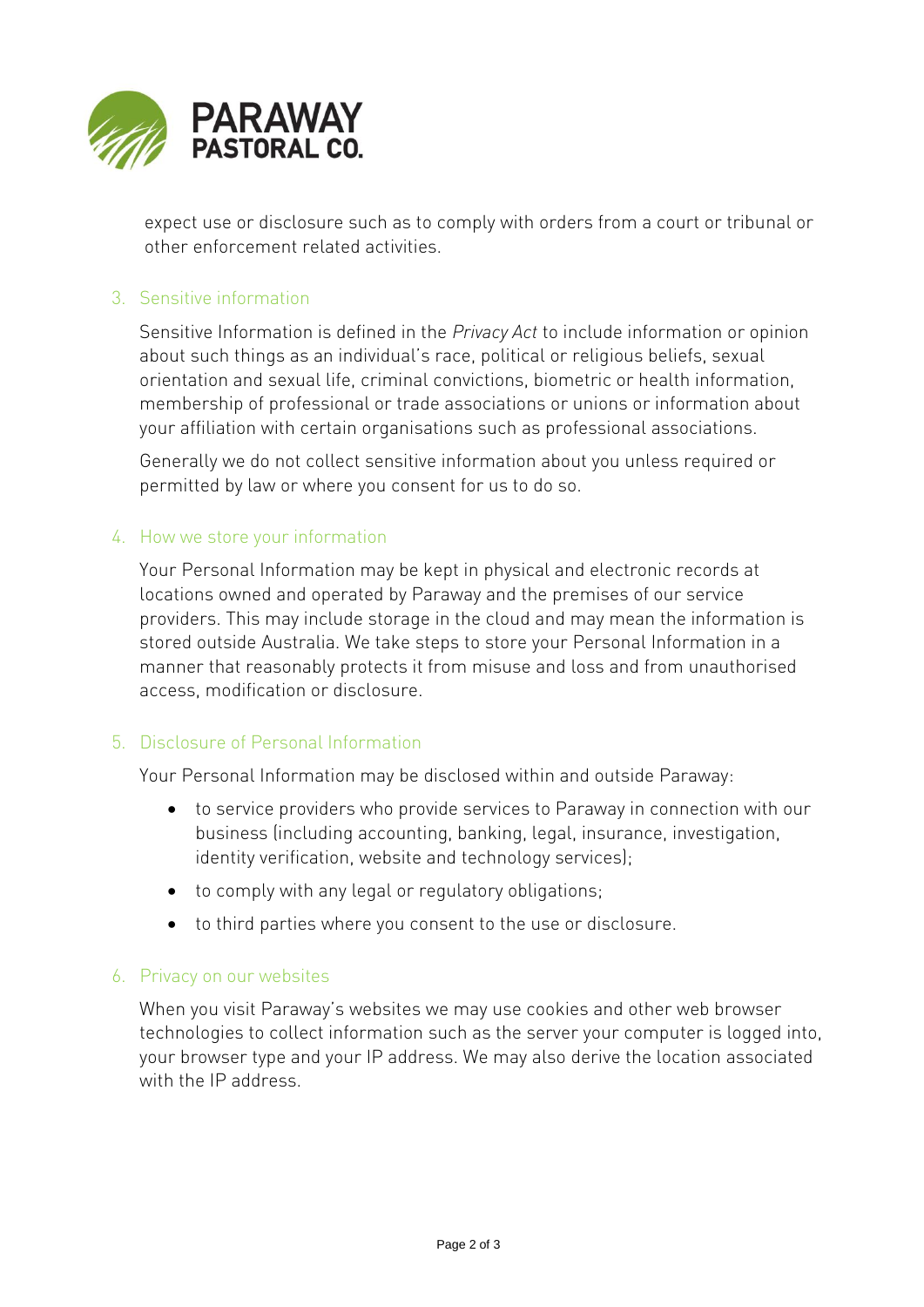expect use or disclosure such as to comply with orders from a court or tribunal or other enforcement related activities.

## 3. Sensitive information

Sensitive Information is defined in the *Privacy Act* to include information or opinion about such things as an individual's race, political or religious beliefs, sexual orientation and sexual life, criminal convictions, biometric or health information, membership of professional or trade associations or unions or information about your affiliation with certain organisations such as professional associations.

Generally we do not collect sensitive information about you unless required or permitted by law or where you consent for us to do so.

## 4. How we store your information

Your Personal Information may be kept in physical and electronic records at locations owned and operated by Paraway and the premises of our service providers. This may include storage in the cloud and may mean the information is stored outside Australia. We take steps to store your Personal Information in a manner that reasonably protects it from misuse and loss and from unauthorised access, modification or disclosure.

## 5. Disclosure of Personal Information

Your Personal Information may be disclosed within and outside Paraway:

- to service providers who provide services to Paraway in connection with our business (including accounting, banking, legal, insurance, investigation, identity verification, website and technology services);
- to comply with any legal or regulatory obligations;
- to third parties where you consent to the use or disclosure.

## 6. Privacy on our websites

When you visit Paraway's websites we may use cookies and other web browser technologies to collect information such as the server your computer is logged into, your browser type and your IP address. We may also derive the location associated with the IP address.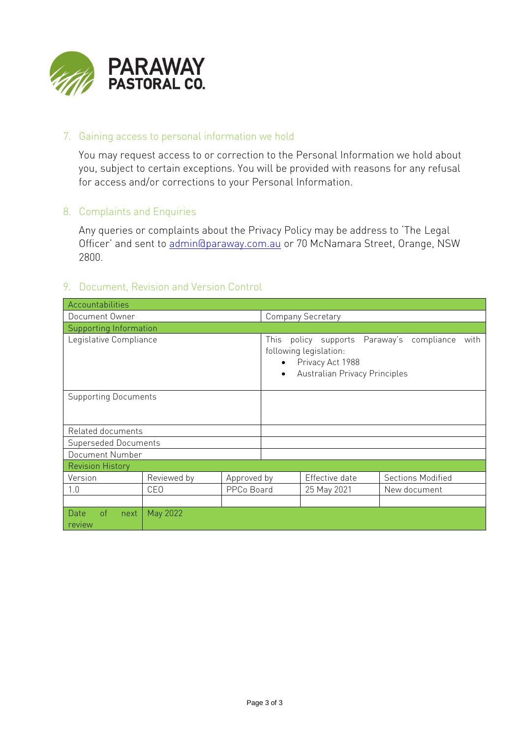## 7. Gaining access to personal information we hold

You may request access to or correction to the Personal Information we hold about you, subject to certain exceptions. You will be provided with reasons for any refusal for access and/or corrections to your Personal Information.

## 8. Complaints and Enquiries

Any queries or complaints about the Privacy Policy may be address to 'The Legal Officer' and sent to admin@paraway.com.au or 70 McNamara Street, Orange, NSW 2800.

## 9. Document, Revision and Version Control

| Accountabilities | | | | |
|---|---|---|---|---|
| Document Owner | | Company Secretary | | |
| Supporting Information | | | | |
| Legislative Compliance | | This policy supports Paraway's compliance with following legislation:<br>• Privacy Act 1988<br>• Australian Privacy Principles | | |
| Supporting Documents | | | | |
| Related documents | | | | |
| Superseded Documents | | | | |
| Document Number | | | | |
| Revision History | | | | |
| Version | Reviewed by | Approved by | Effective date | Sections Modified |
| 1.0 | CEO | PPCo Board | 25 May 2021 | New document |
| | | | | |
| Date of next review | May 2022 | | | |